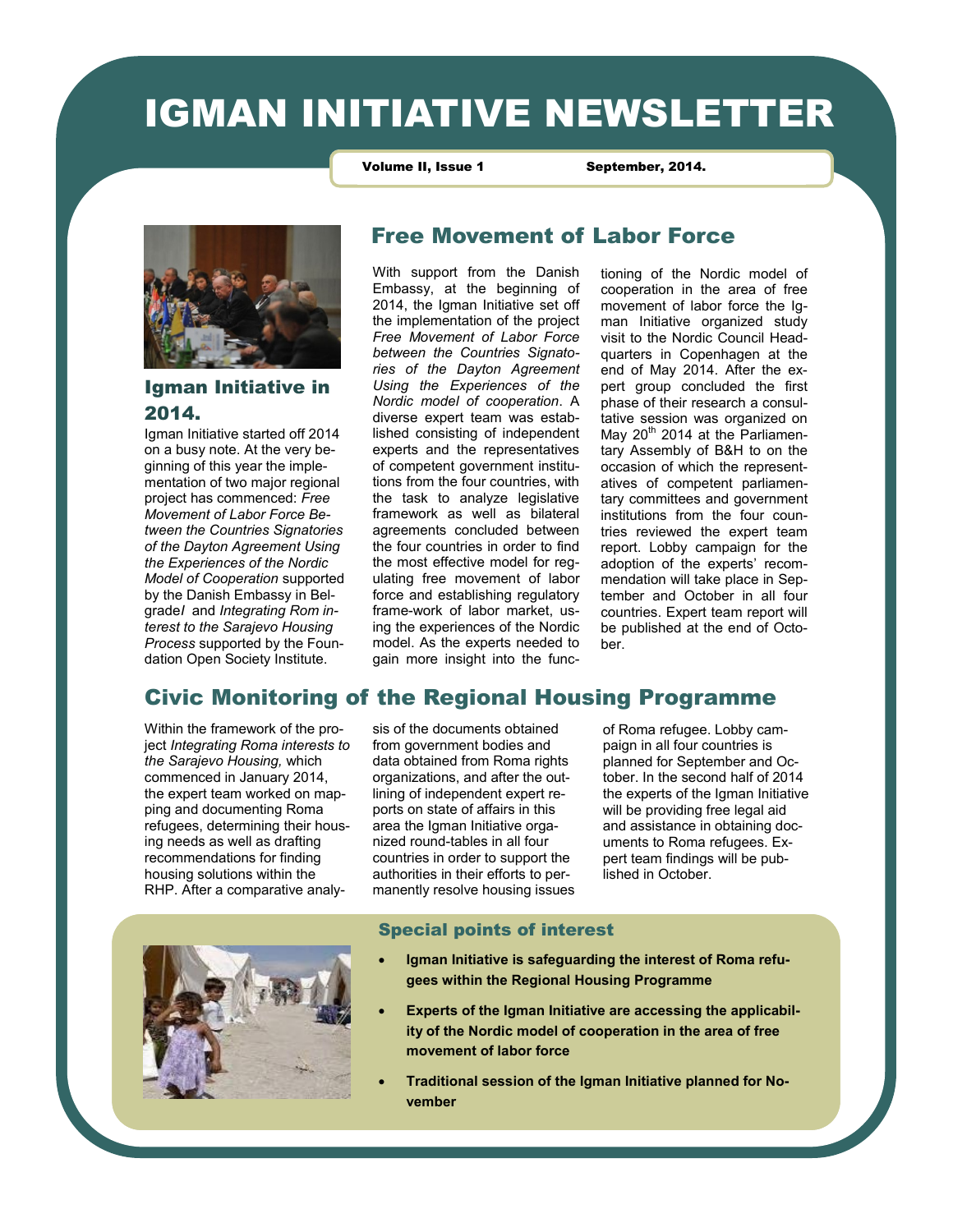# IGMAN INITIATIVE NEWSLETTER

**Volume II, Issue 1** **September, 2014.**

## Igman Initiative in 2014.

Igman Initiative started off 2014 on a busy note. At the very beginning of this year the implementation of two major regional project has commenced: *Free Movement of Labor Force Between the Countries Signatories of the Dayton Agreement Using the Experiences of the Nordic Model of Cooperation* supported by the Danish Embassy in Belgrade*l* and *Integrating Rom interest to the Sarajevo Housing Process* supported by the Foundation Open Society Institute.

## Free Movement of Labor Force

With support from the Danish Embassy, at the beginning of 2014, the Igman Initiative set off the implementation of the project *Free Movement of Labor Force between the Countries Signatories of the Dayton Agreement Using the Experiences of the Nordic model of cooperation*. A diverse expert team was established consisting of independent experts and the representatives of competent government institutions from the four countries, with the task to analyze legislative framework as well as bilateral agreements concluded between the four countries in order to find the most effective model for regulating free movement of labor force and establishing regulatory frame-work of labor market, using the experiences of the Nordic model. As the experts needed to gain more insight into the functioning of the Nordic model of cooperation in the area of free movement of labor force the Igman Initiative organized study visit to the Nordic Council Headquarters in Copenhagen at the end of May 2014. After the expert group concluded the first phase of their research a consultative session was organized on May 20th 2014 at the Parliamentary Assembly of B&H to on the occasion of which the representatives of competent parliamentary committees and government institutions from the four countries reviewed the expert team report. Lobby campaign for the adoption of the experts' recommendation will take place in September and October in all four countries. Expert team report will be published at the end of October.

## Civic Monitoring of the Regional Housing Programme

Within the framework of the project *Integrating Roma interests to the Sarajevo Housing,* which commenced in January 2014, the expert team worked on mapping and documenting Roma refugees, determining their housing needs as well as drafting recommendations for finding housing solutions within the RHP. After a comparative analysis of the documents obtained from government bodies and data obtained from Roma rights organizations, and after the outlining of independent expert reports on state of affairs in this area the Igman Initiative organized round-tables in all four countries in order to support the authorities in their efforts to permanently resolve housing issues of Roma refugee. Lobby campaign in all four countries is planned for September and October. In the second half of 2014 the experts of the Igman Initiative will be providing free legal aid and assistance in obtaining documents to Roma refugees. Expert team findings will be published in October.

### Special points of interest

- **Igman Initiative is safeguarding the interest of Roma refugees within the Regional Housing Programme**
- **Experts of the Igman Initiative are accessing the applicability of the Nordic model of cooperation in the area of free movement of labor force**
- **Traditional session of the Igman Initiative planned for November**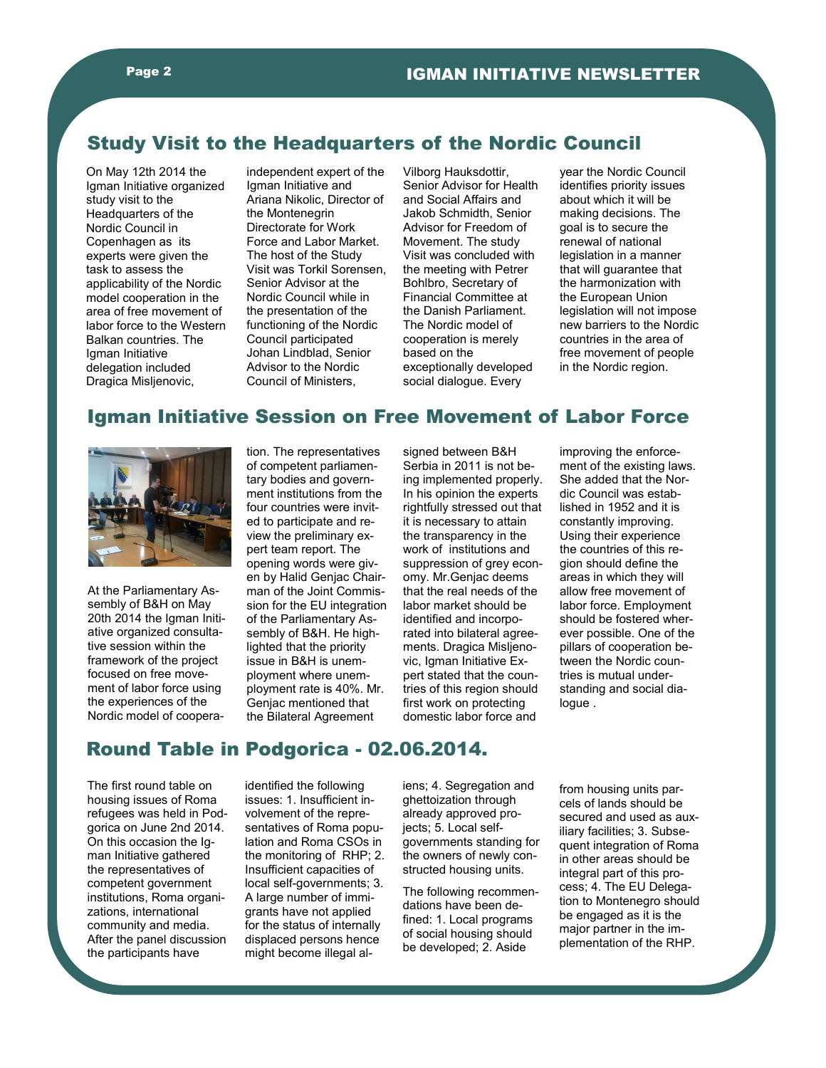## Study Visit to the Headquarters of the Nordic Council

On May 12th 2014 the Igman Initiative organized study visit to the Headquarters of the Nordic Council in Copenhagen as its experts were given the task to assess the applicability of the Nordic model cooperation in the area of free movement of labor force to the Western Balkan countries. The Igman Initiative delegation included Dragica Misljenovic, independent expert of the Igman Initiative and Ariana Nikolic, Director of the Montenegrin Directorate for Work Force and Labor Market. The host of the Study Visit was Torkil Sorensen, Senior Advisor at the Nordic Council while in the presentation of the functioning of the Nordic Council participated Johan Lindblad, Senior Advisor to the Nordic Council of Ministers, Vilborg Hauksdottir, Senior Advisor for Health and Social Affairs and Jakob Schmidth, Senior Advisor for Freedom of Movement. The study Visit was concluded with the meeting with Petrer Bohlbro, Secretary of Financial Committee at the Danish Parliament. The Nordic model of cooperation is merely based on the exceptionally developed social dialogue. Every year the Nordic Council identifies priority issues about which it will be making decisions. The goal is to secure the renewal of national legislation in a manner that will guarantee that the harmonization with the European Union legislation will not impose new barriers to the Nordic countries in the area of free movement of people in the Nordic region.

## Igman Initiative Session on Free Movement of Labor Force

At the Parliamentary Assembly of B&H on May 20th 2014 the Igman Initiative organized consultative session within the framework of the project focused on free movement of labor force using the experiences of the Nordic model of cooperation. The representatives of competent parliamentary bodies and government institutions from the four countries were invited to participate and review the preliminary expert team report. The opening words were given by Halid Genjac Chairman of the Joint Commission for the EU integration of the Parliamentary Assembly of B&H. He highlighted that the priority issue in B&H is unemployment where unemployment rate is 40%. Mr. Genjac mentioned that the Bilateral Agreement signed between B&H Serbia in 2011 is not being implemented properly. In his opinion the experts rightfully stressed out that it is necessary to attain the transparency in the work of institutions and suppression of grey economy. Mr.Genjac deems that the real needs of the labor market should be identified and incorporated into bilateral agreements. Dragica Misljenovic, Igman Initiative Expert stated that the countries of this region should first work on protecting domestic labor force and improving the enforcement of the existing laws. She added that the Nordic Council was established in 1952 and it is constantly improving. Using their experience the countries of this region should define the areas in which they will allow free movement of labor force. Employment should be fostered wherever possible. One of the pillars of cooperation between the Nordic countries is mutual understanding and social dialogue .

## Round Table in Podgorica - 02.06.2014.

The first round table on housing issues of Roma refugees was held in Podgorica on June 2nd 2014. On this occasion the Igman Initiative gathered the representatives of competent government institutions, Roma organizations, international community and media. After the panel discussion the participants have identified the following issues: 1. Insufficient involvement of the representatives of Roma population and Roma CSOs in the monitoring of RHP; 2. Insufficient capacities of local self-governments; 3. A large number of immigrants have not applied for the status of internally displaced persons hence might become illegal aliens; 4. Segregation and ghettoization through already approved projects; 5. Local self-governments standing for the owners of newly constructed housing units.

The following recommendations have been defined: 1. Local programs of social housing should be developed; 2. Aside from housing units parcels of lands should be secured and used as auxiliary facilities; 3. Subsequent integration of Roma in other areas should be integral part of this process; 4. The EU Delegation to Montenegro should be engaged as it is the major partner in the implementation of the RHP.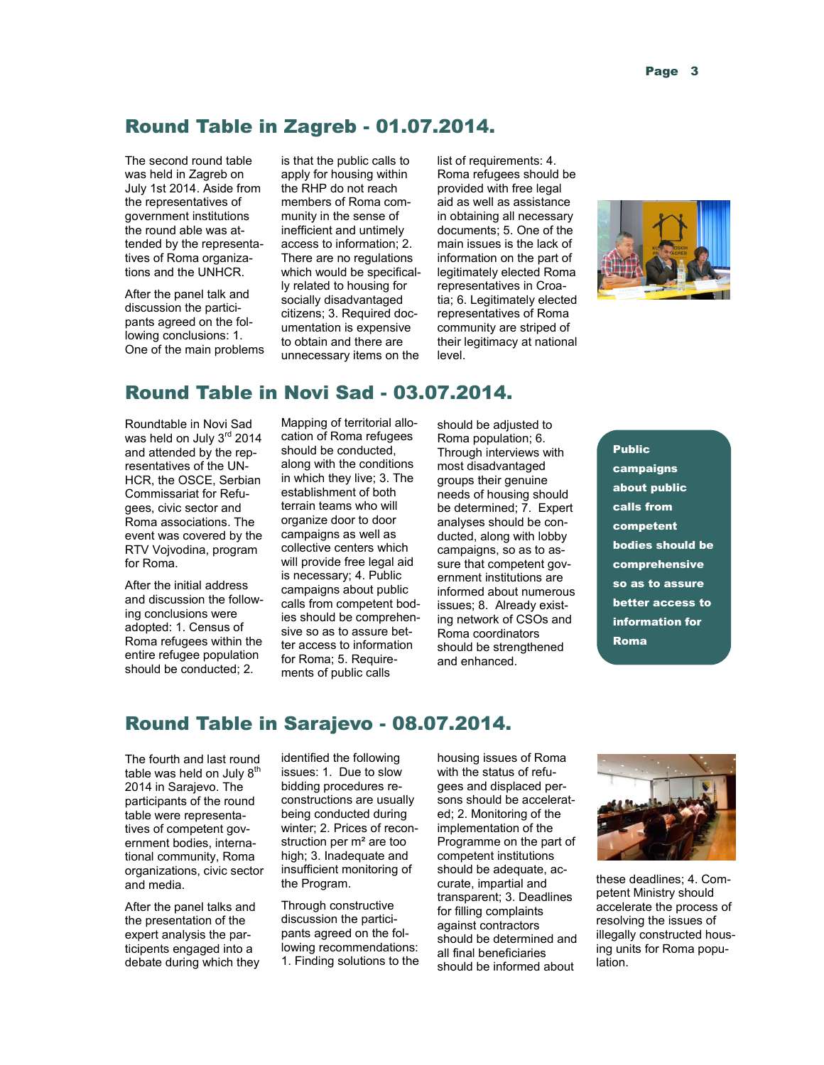## Round Table in Zagreb - 01.07.2014.

The second round table was held in Zagreb on July 1st 2014. Aside from the representatives of government institutions the round able was attended by the representatives of Roma organizations and the UNHCR.

After the panel talk and discussion the participants agreed on the following conclusions: 1. One of the main problems is that the public calls to apply for housing within the RHP do not reach members of Roma community in the sense of inefficient and untimely access to information; 2. There are no regulations which would be specifically related to housing for socially disadvantaged citizens; 3. Required documentation is expensive to obtain and there are unnecessary items on the list of requirements: 4. Roma refugees should be provided with free legal aid as well as assistance in obtaining all necessary documents; 5. One of the main issues is the lack of information on the part of legitimately elected Roma representatives in Croatia; 6. Legitimately elected representatives of Roma community are striped of their legitimacy at national level.

## Round Table in Novi Sad - 03.07.2014.

Roundtable in Novi Sad was held on July 3rd 2014 and attended by the representatives of the UNHCR, the OSCE, Serbian Commissariat for Refugees, civic sector and Roma associations. The event was covered by the RTV Vojvodina, program for Roma.

After the initial address and discussion the following conclusions were adopted: 1. Census of Roma refugees within the entire refugee population should be conducted; 2. Mapping of territorial allocation of Roma refugees should be conducted, along with the conditions in which they live; 3. The establishment of both terrain teams who will organize door to door campaigns as well as collective centers which will provide free legal aid is necessary; 4. Public campaigns about public calls from competent bodies should be comprehensive so as to assure better access to information for Roma; 5. Requirements of public calls should be adjusted to Roma population; 6. Through interviews with most disadvantaged groups their genuine needs of housing should be determined; 7. Expert analyses should be conducted, along with lobby campaigns, so as to assure that competent government institutions are informed about numerous issues; 8. Already existing network of CSOs and Roma coordinators should be strengthened and enhanced.

**Public campaigns about public calls from competent bodies should be comprehensive so as to assure better access to information for Roma**

## Round Table in Sarajevo - 08.07.2014.

The fourth and last round table was held on July 8th 2014 in Sarajevo. The participants of the round table were representatives of competent government bodies, international community, Roma organizations, civic sector and media.

After the panel talks and the presentation of the expert analysis the participents engaged into a debate during which they identified the following issues: 1. Due to slow bidding procedures reconstructions are usually being conducted during winter; 2. Prices of reconstruction per m² are too high; 3. Inadequate and insufficient monitoring of the Program.

Through constructive discussion the participants agreed on the following recommendations: 1. Finding solutions to the housing issues of Roma with the status of refugees and displaced persons should be accelerated; 2. Monitoring of the implementation of the Programme on the part of competent institutions should be adequate, accurate, impartial and transparent; 3. Deadlines for filling complaints against contractors should be determined and all final beneficiaries should be informed about these deadlines; 4. Competent Ministry should accelerate the process of resolving the issues of illegally constructed housing units for Roma population.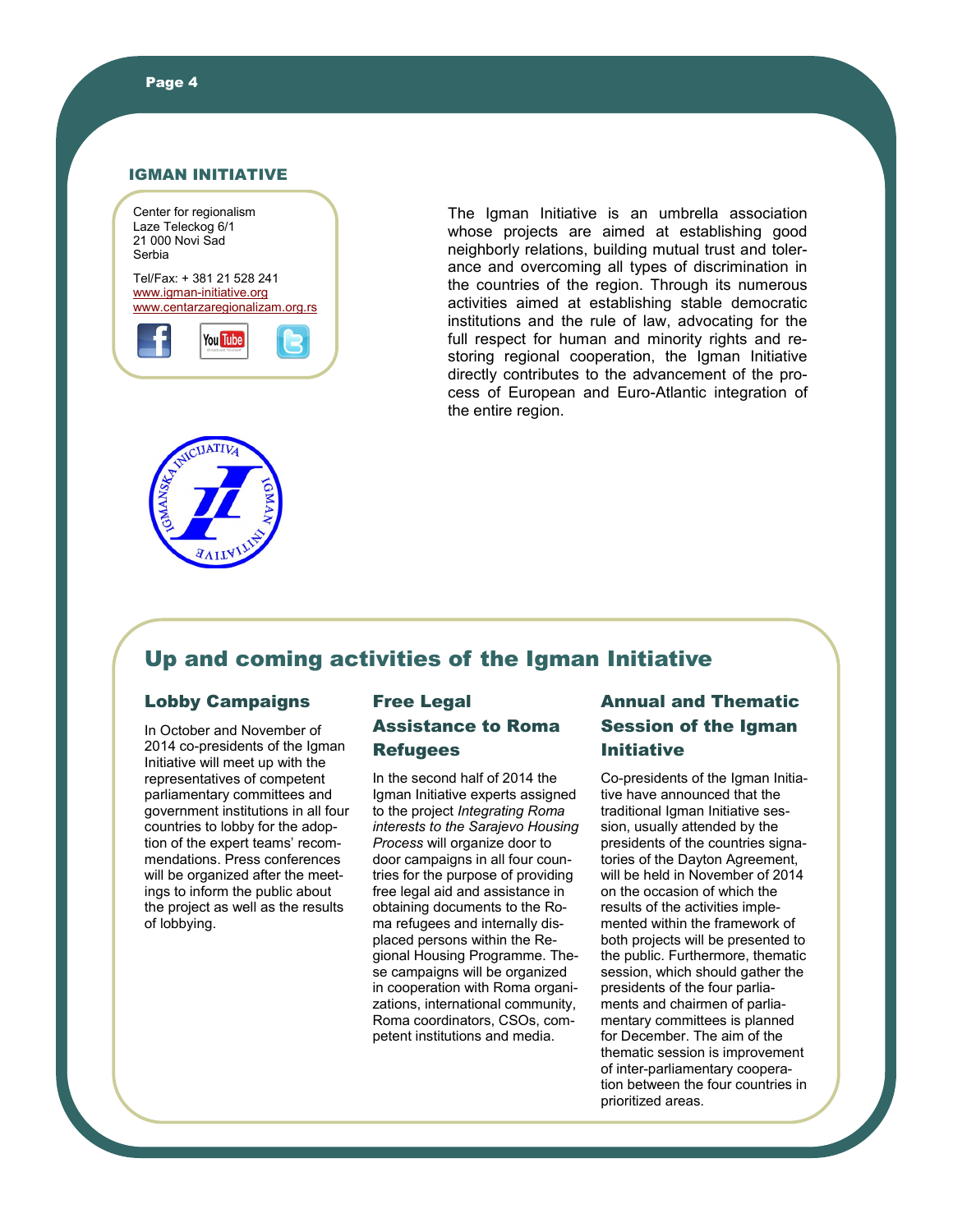## IGMAN INITIATIVE

Center for regionalism
Laze Teleckog 6/1
21 000 Novi Sad
Serbia

Tel/Fax: + 381 21 528 241
www.igman-initiative.org
www.centarzaregionalizam.org.rs

The Igman Initiative is an umbrella association whose projects are aimed at establishing good neighborly relations, building mutual trust and tolerance and overcoming all types of discrimination in the countries of the region. Through its numerous activities aimed at establishing stable democratic institutions and the rule of law, advocating for the full respect for human and minority rights and restoring regional cooperation, the Igman Initiative directly contributes to the advancement of the process of European and Euro-Atlantic integration of the entire region.

## Up and coming activities of the Igman Initiative

### Lobby Campaigns

In October and November of 2014 co-presidents of the Igman Initiative will meet up with the representatives of competent parliamentary committees and government institutions in all four countries to lobby for the adoption of the expert teams' recommendations. Press conferences will be organized after the meetings to inform the public about the project as well as the results of lobbying.

### Free Legal Assistance to Roma Refugees

In the second half of 2014 the Igman Initiative experts assigned to the project *Integrating Roma interests to the Sarajevo Housing Process* will organize door to door campaigns in all four countries for the purpose of providing free legal aid and assistance in obtaining documents to the Roma refugees and internally displaced persons within the Regional Housing Programme. These campaigns will be organized in cooperation with Roma organizations, international community, Roma coordinators, CSOs, competent institutions and media.

### Annual and Thematic Session of the Igman Initiative

Co-presidents of the Igman Initiative have announced that the traditional Igman Initiative session, usually attended by the presidents of the countries signatories of the Dayton Agreement, will be held in November of 2014 on the occasion of which the results of the activities implemented within the framework of both projects will be presented to the public. Furthermore, thematic session, which should gather the presidents of the four parliaments and chairmen of parliamentary committees is planned for December. The aim of the thematic session is improvement of inter-parliamentary cooperation between the four countries in prioritized areas.